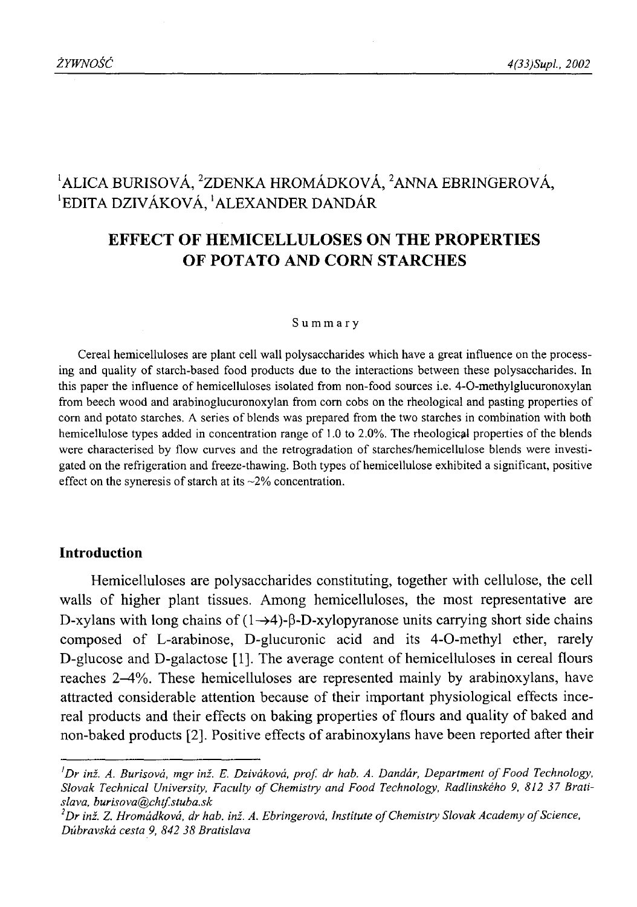[1]ALICA BURISOVÁ, [2]ZDENKA HROMÁDKOVÁ, [2]ANNA EBRINGEROVÁ, [1]EDITA DZIVÁKOVÁ, [1]ALEXANDER DANDÁR

# EFFECT OF HEMICELLULOSES ON THE PROPERTIES OF POTATO AND CORN STARCHES

Summary

Cereal hemicelluloses are plant cell wall polysaccharides which have a great influence on the processing and quality of starch-based food products due to the interactions between these polysaccharides. In this paper the influence of hemicelluloses isolated from non-food sources i.e. 4-O-methylglucuronoxylan from beech wood and arabinoglucuronoxylan from corn cobs on the rheological and pasting properties of corn and potato starches. A series of blends was prepared from the two starches in combination with both hemicellulose types added in concentration range of 1.0 to 2.0%. The rheological properties of the blends were characterised by flow curves and the retrogradation of starches/hemicellulose blends were investigated on the refrigeration and freeze-thawing. Both types of hemicellulose exhibited a significant, positive effect on the syneresis of starch at its ~2% concentration.

## Introduction

Hemicelluloses are polysaccharides constituting, together with cellulose, the cell walls of higher plant tissues. Among hemicelluloses, the most representative are D-xylans with long chains of $(1\rightarrow4)$-β-D-xylopyranose units carrying short side chains composed of L-arabinose, D-glucuronic acid and its 4-O-methyl ether, rarely D-glucose and D-galactose [1]. The average content of hemicelluloses in cereal flours reaches 2–4%. These hemicelluloses are represented mainly by arabinoxylans, have attracted considerable attention because of their important physiological effects incereal products and their effects on baking properties of flours and quality of baked and non-baked products [2]. Positive effects of arabinoxylans have been reported after their

---

[1]*Dr inż. A. Burisová, mgr inż. E. Dziváková, prof. dr hab. A. Dandár, Department of Food Technology, Slovak Technical University, Faculty of Chemistry and Food Technology, Radlinského 9, 812 37 Bratislava, burisova@chtf.stuba.sk*

[2]*Dr inż. Z. Hromádková, dr hab. inż. A. Ebringerová, Institute of Chemistry Slovak Academy of Science, Dúbravská cesta 9, 842 38 Bratislava*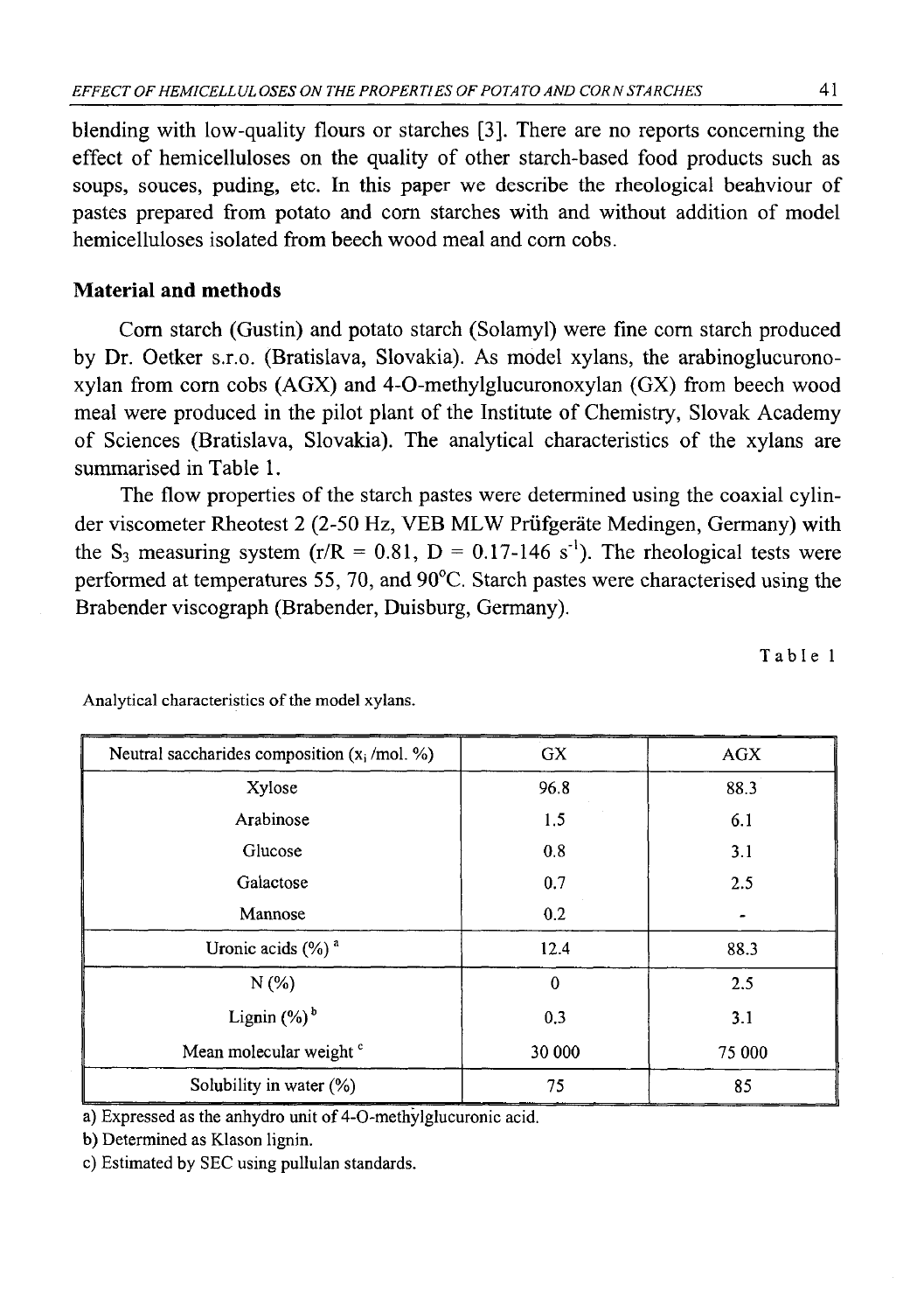blending with low-quality flours or starches [3]. There are no reports concerning the effect of hemicelluloses on the quality of other starch-based food products such as soups, souces, puding, etc. In this paper we describe the rheological beahviour of pastes prepared from potato and corn starches with and without addition of model hemicelluloses isolated from beech wood meal and corn cobs.

## Material and methods

Corn starch (Gustin) and potato starch (Solamyl) were fine corn starch produced by Dr. Oetker s.r.o. (Bratislava, Slovakia). As model xylans, the arabinoglucuronoxylan from corn cobs (AGX) and 4-O-methylglucuronoxylan (GX) from beech wood meal were produced in the pilot plant of the Institute of Chemistry, Slovak Academy of Sciences (Bratislava, Slovakia). The analytical characteristics of the xylans are summarised in Table 1.

The flow properties of the starch pastes were determined using the coaxial cylinder viscometer Rheotest 2 (2-50 Hz, VEB MLW Prüfgeräte Medingen, Germany) with the $S_3$ measuring system ($r/R = 0.81$, $D = 0.17\text{-}146\ s^{-1}$). The rheological tests were performed at temperatures 55, 70, and 90°C. Starch pastes were characterised using the Brabender viscograph (Brabender, Duisburg, Germany).

Table 1

Analytical characteristics of the model xylans.

| Neutral saccharides composition ($x_i$ /mol. %) | GX | AGX |
|---|---|---|
| Xylose | 96.8 | 88.3 |
| Arabinose | 1.5 | 6.1 |
| Glucose | 0.8 | 3.1 |
| Galactose | 0.7 | 2.5 |
| Mannose | 0.2 | - |
| Uronic acids (%) [a] | 12.4 | 88.3 |
| N (%) | 0 | 2.5 |
| Lignin (%) [b] | 0.3 | 3.1 |
| Mean molecular weight [c] | 30 000 | 75 000 |
| Solubility in water (%) | 75 | 85 |

a) Expressed as the anhydro unit of 4-O-methylglucuronic acid.

b) Determined as Klason lignin.

c) Estimated by SEC using pullulan standards.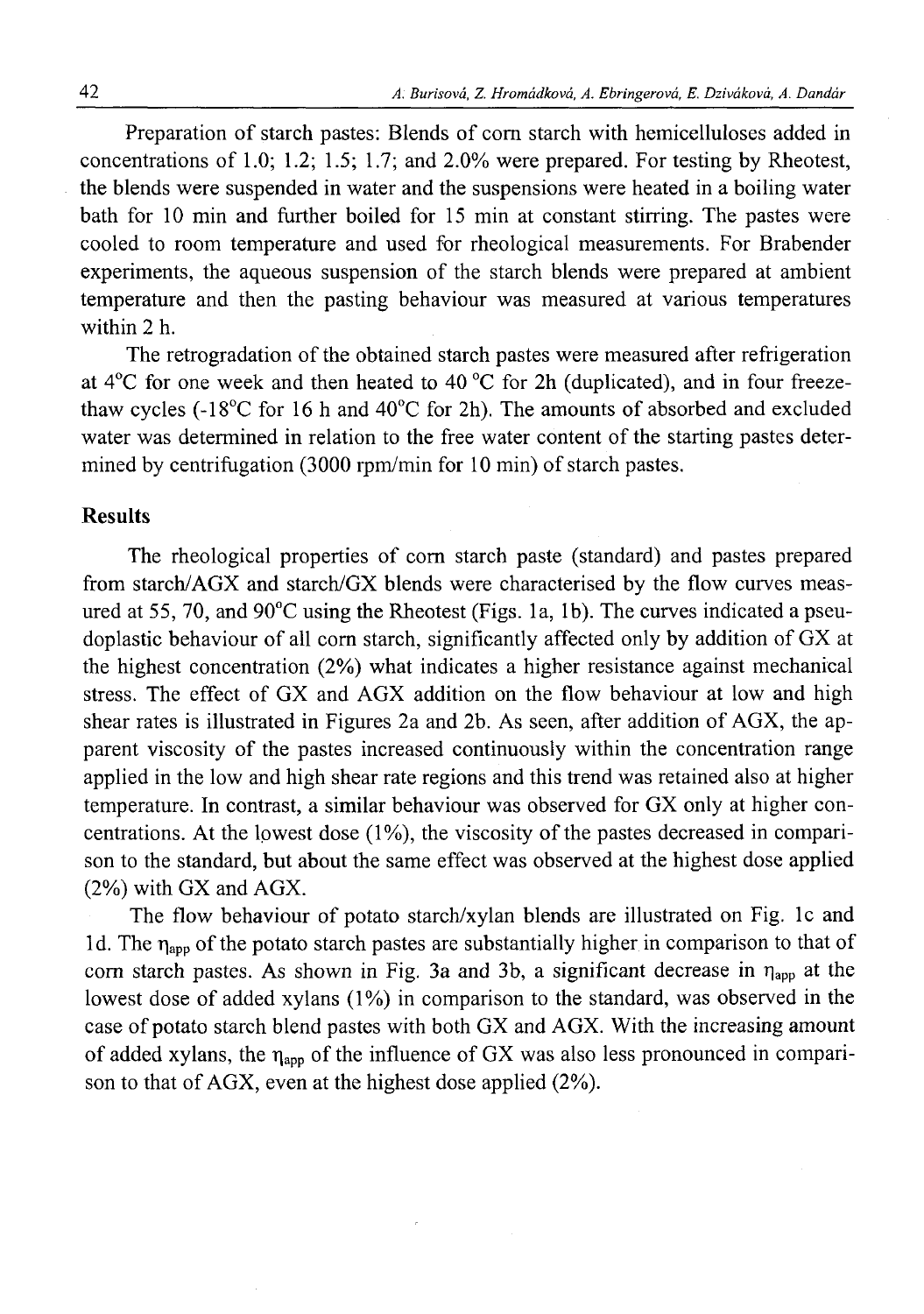Preparation of starch pastes: Blends of corn starch with hemicelluloses added in concentrations of 1.0; 1.2; 1.5; 1.7; and 2.0% were prepared. For testing by Rheotest, the blends were suspended in water and the suspensions were heated in a boiling water bath for 10 min and further boiled for 15 min at constant stirring. The pastes were cooled to room temperature and used for rheological measurements. For Brabender experiments, the aqueous suspension of the starch blends were prepared at ambient temperature and then the pasting behaviour was measured at various temperatures within 2 h.

The retrogradation of the obtained starch pastes were measured after refrigeration at 4°C for one week and then heated to 40 °C for 2h (duplicated), and in four freeze-thaw cycles (-18°C for 16 h and 40°C for 2h). The amounts of absorbed and excluded water was determined in relation to the free water content of the starting pastes determined by centrifugation (3000 rpm/min for 10 min) of starch pastes.

## Results

The rheological properties of corn starch paste (standard) and pastes prepared from starch/AGX and starch/GX blends were characterised by the flow curves measured at 55, 70, and 90°C using the Rheotest (Figs. 1a, 1b). The curves indicated a pseudoplastic behaviour of all corn starch, significantly affected only by addition of GX at the highest concentration (2%) what indicates a higher resistance against mechanical stress. The effect of GX and AGX addition on the flow behaviour at low and high shear rates is illustrated in Figures 2a and 2b. As seen, after addition of AGX, the apparent viscosity of the pastes increased continuously within the concentration range applied in the low and high shear rate regions and this trend was retained also at higher temperature. In contrast, a similar behaviour was observed for GX only at higher concentrations. At the lowest dose (1%), the viscosity of the pastes decreased in comparison to the standard, but about the same effect was observed at the highest dose applied (2%) with GX and AGX.

The flow behaviour of potato starch/xylan blends are illustrated on Fig. 1c and 1d. The $\eta_{app}$ of the potato starch pastes are substantially higher in comparison to that of corn starch pastes. As shown in Fig. 3a and 3b, a significant decrease in $\eta_{app}$ at the lowest dose of added xylans (1%) in comparison to the standard, was observed in the case of potato starch blend pastes with both GX and AGX. With the increasing amount of added xylans, the $\eta_{app}$ of the influence of GX was also less pronounced in comparison to that of AGX, even at the highest dose applied (2%).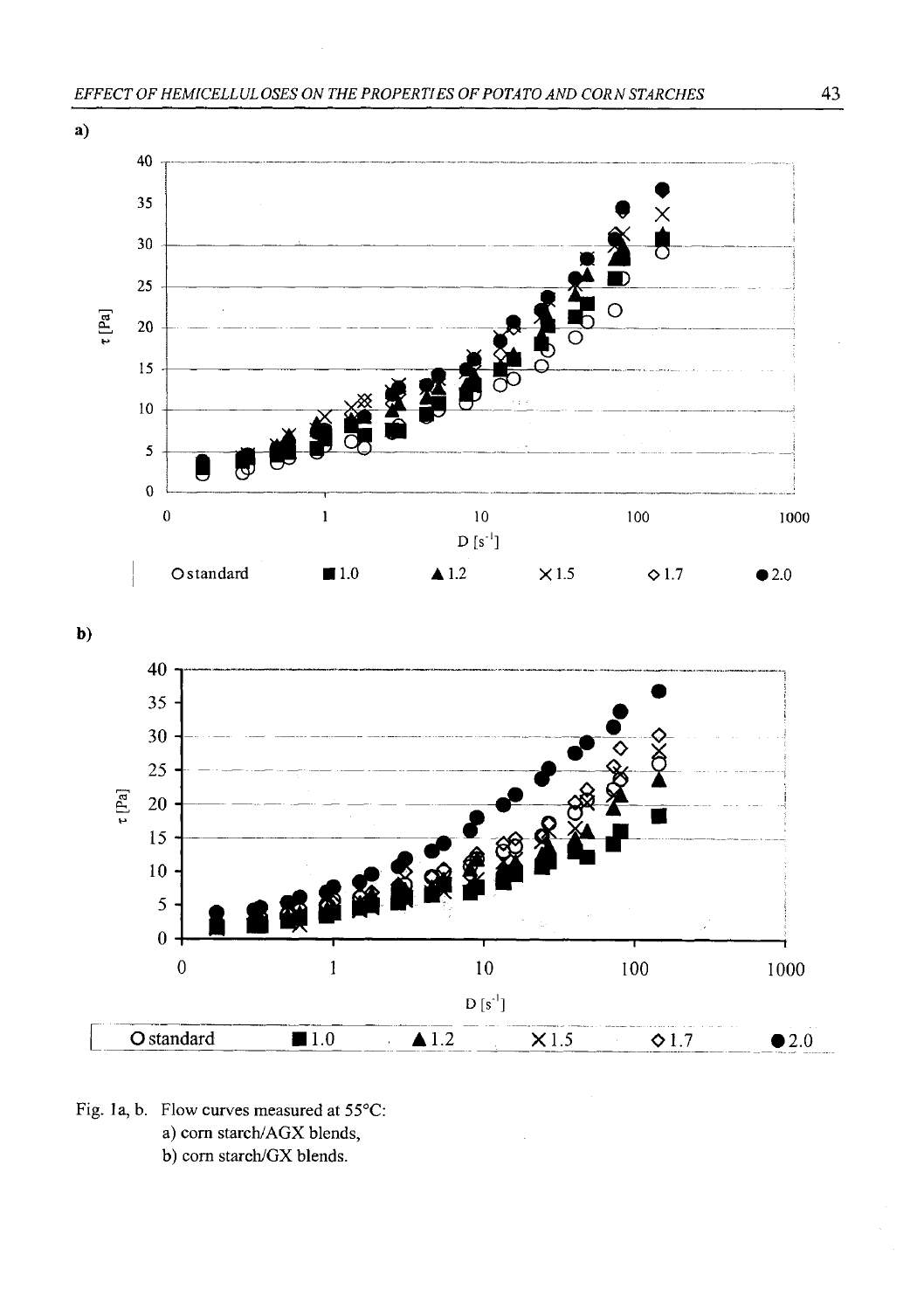a)

40
35
30
25
20
15
10
5
0

τ [Pa]

0 1 10 100 1000

D [s⁻¹]

O standard ■ 1.0 ▲ 1.2 × 1.5 ◇ 1.7 ● 2.0

b)

40
35
30
25
20
15
10
5
0

τ [Pa]

0 1 10 100 1000

D [s⁻¹]

O standard ■ 1.0 ▲ 1.2 × 1.5 ◇ 1.7 ● 2.0

Fig. 1a, b. Flow curves measured at 55°C:
a) corn starch/AGX blends,
b) corn starch/GX blends.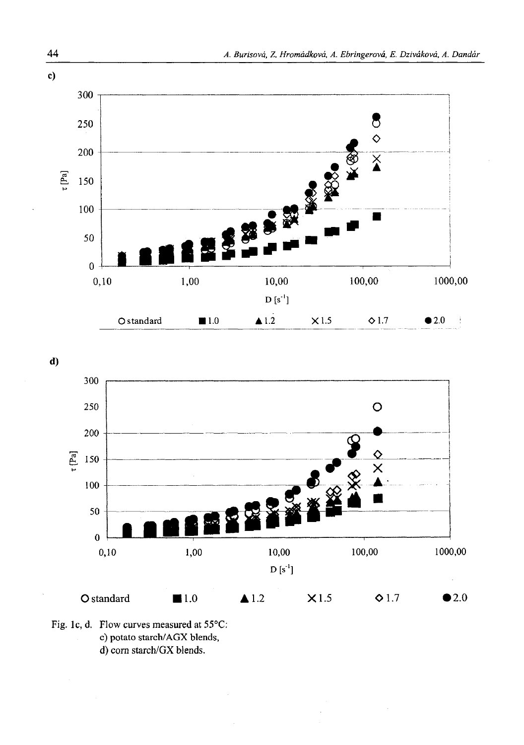c)

d)

Fig. 1c, d. Flow curves measured at 55°C:
c) potato starch/AGX blends,
d) corn starch/GX blends.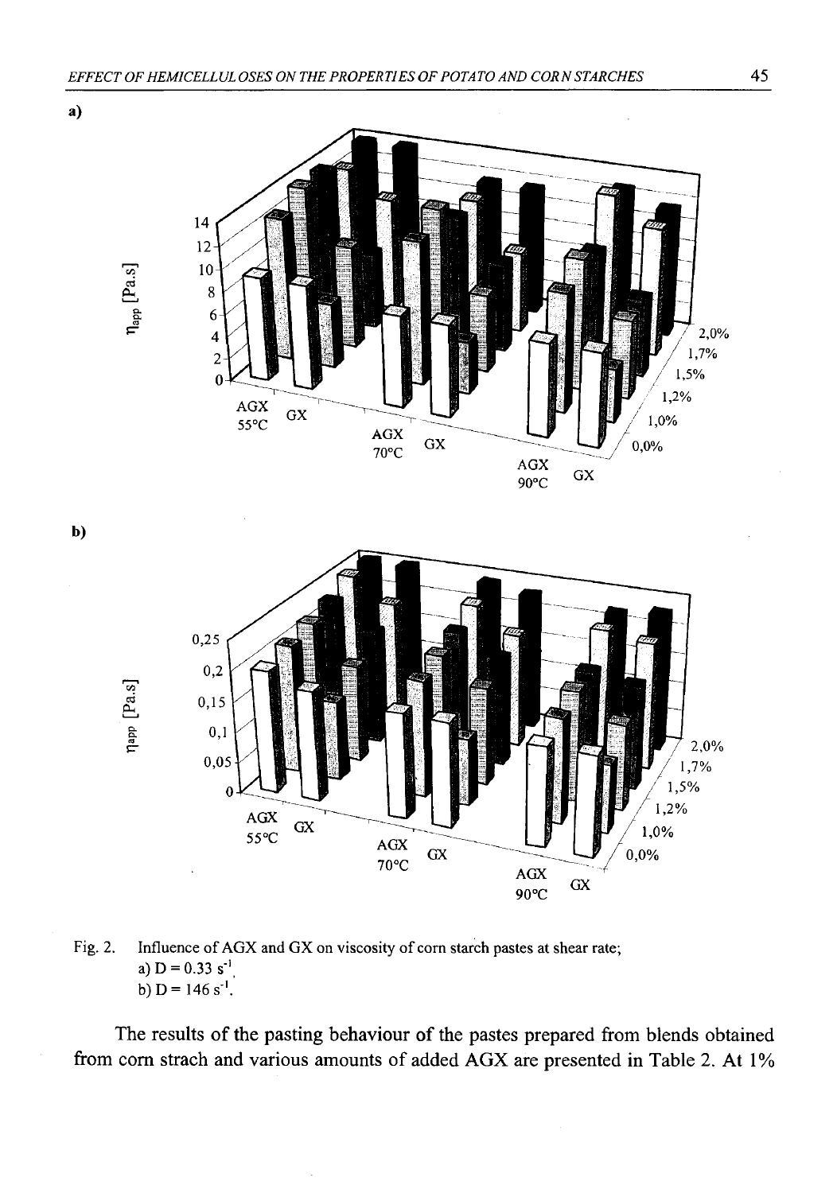a)

14
12
10
8
6
4
2
0

$\eta_{app}$ [Pa.s]

AGX 55°C
GX
AGX 70°C
GX
AGX 90°C
GX

2,0%
1,7%
1,5%
1,2%
1,0%
0,0%

b)

0,25
0,2
0,15
0,1
0,05
0

$\eta_{app}$ [Pa.s]

AGX 55°C
GX
AGX 70°C
GX
AGX 90°C
GX

2,0%
1,7%
1,5%
1,2%
1,0%
0,0%

Fig. 2. Influence of AGX and GX on viscosity of corn starch pastes at shear rate;
a) D = 0.33 $s^{-1}$.
b) D = 146 $s^{-1}$.

The results of the pasting behaviour of the pastes prepared from blends obtained from corn strach and various amounts of added AGX are presented in Table 2. At 1%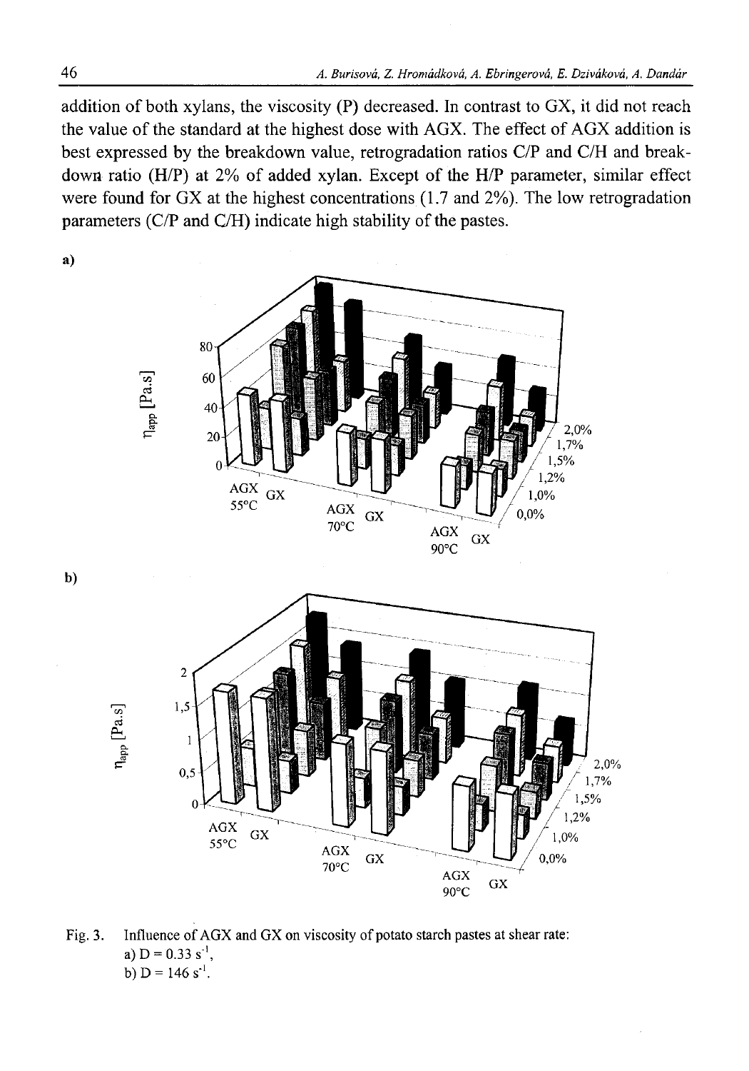addition of both xylans, the viscosity (P) decreased. In contrast to GX, it did not reach the value of the standard at the highest dose with AGX. The effect of AGX addition is best expressed by the breakdown value, retrogradation ratios C/P and C/H and breakdown ratio (H/P) at 2% of added xylan. Except of the H/P parameter, similar effect were found for GX at the highest concentrations (1.7 and 2%). The low retrogradation parameters (C/P and C/H) indicate high stability of the pastes.

a)

b)

Fig. 3. Influence of AGX and GX on viscosity of potato starch pastes at shear rate:
a) $D = 0.33\ s^{-1}$,
b) $D = 146\ s^{-1}$.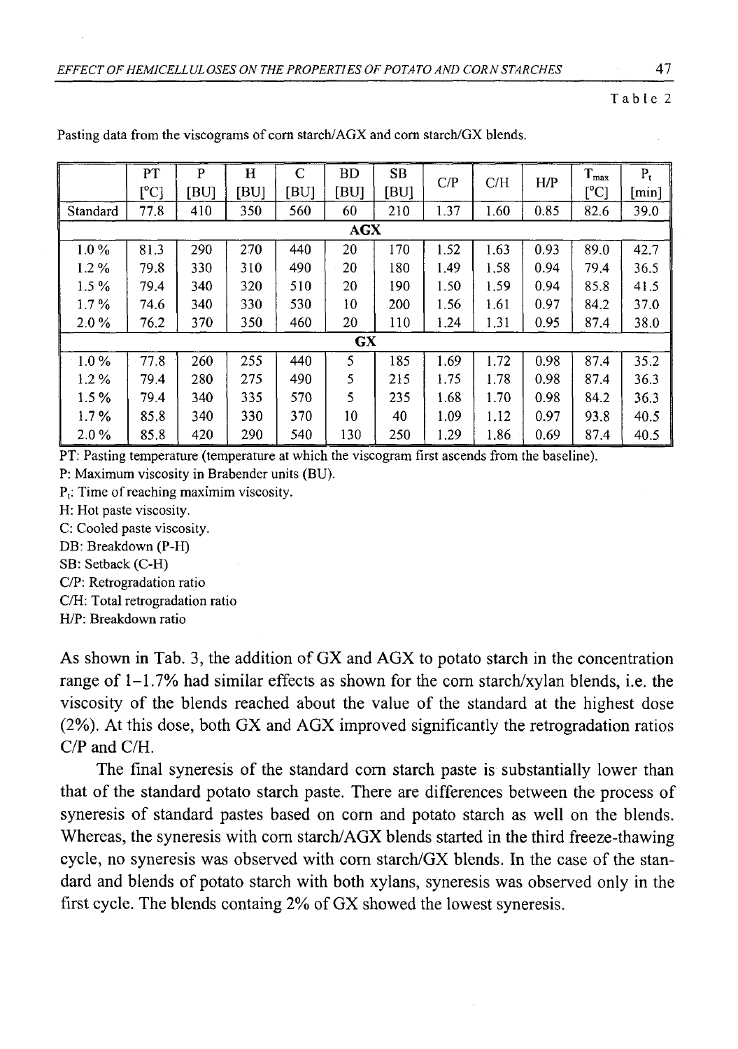Table 2

Pasting data from the viscograms of corn starch/AGX and corn starch/GX blends.

| | PT [°C] | P [BU] | H [BU] | C [BU] | BD [BU] | SB [BU] | C/P | C/H | H/P | $T_{max}$ [°C] | $P_t$ [min] |
|---|---|---|---|---|---|---|---|---|---|---|---|
| Standard | 77.8 | 410 | 350 | 560 | 60 | 210 | 1.37 | 1.60 | 0.85 | 82.6 | 39.0 |
| **AGX** | | | | | | | | | | | |
| 1.0 % | 81.3 | 290 | 270 | 440 | 20 | 170 | 1.52 | 1.63 | 0.93 | 89.0 | 42.7 |
| 1.2 % | 79.8 | 330 | 310 | 490 | 20 | 180 | 1.49 | 1.58 | 0.94 | 79.4 | 36.5 |
| 1.5 % | 79.4 | 340 | 320 | 510 | 20 | 190 | 1.50 | 1.59 | 0.94 | 85.8 | 41.5 |
| 1.7 % | 74.6 | 340 | 330 | 530 | 10 | 200 | 1.56 | 1.61 | 0.97 | 84.2 | 37.0 |
| 2.0 % | 76.2 | 370 | 350 | 460 | 20 | 110 | 1.24 | 1.31 | 0.95 | 87.4 | 38.0 |
| **GX** | | | | | | | | | | | |
| 1.0 % | 77.8 | 260 | 255 | 440 | 5 | 185 | 1.69 | 1.72 | 0.98 | 87.4 | 35.2 |
| 1.2 % | 79.4 | 280 | 275 | 490 | 5 | 215 | 1.75 | 1.78 | 0.98 | 87.4 | 36.3 |
| 1.5 % | 79.4 | 340 | 335 | 570 | 5 | 235 | 1.68 | 1.70 | 0.98 | 84.2 | 36.3 |
| 1.7 % | 85.8 | 340 | 330 | 370 | 10 | 40 | 1.09 | 1.12 | 0.97 | 93.8 | 40.5 |
| 2.0 % | 85.8 | 420 | 290 | 540 | 130 | 250 | 1.29 | 1.86 | 0.69 | 87.4 | 40.5 |

PT: Pasting temperature (temperature at which the viscogram first ascends from the baseline).
P: Maximum viscosity in Brabender units (BU).
$P_t$: Time of reaching maximim viscosity.
H: Hot paste viscosity.
C: Cooled paste viscosity.
DB: Breakdown (P-H)
SB: Setback (C-H)
C/P: Retrogradation ratio
C/H: Total retrogradation ratio
H/P: Breakdown ratio

As shown in Tab. 3, the addition of GX and AGX to potato starch in the concentration range of 1–1.7% had similar effects as shown for the corn starch/xylan blends, i.e. the viscosity of the blends reached about the value of the standard at the highest dose (2%). At this dose, both GX and AGX improved significantly the retrogradation ratios C/P and C/H.

The final syneresis of the standard corn starch paste is substantially lower than that of the standard potato starch paste. There are differences between the process of syneresis of standard pastes based on corn and potato starch as well on the blends. Whereas, the syneresis with corn starch/AGX blends started in the third freeze-thawing cycle, no syneresis was observed with corn starch/GX blends. In the case of the standard and blends of potato starch with both xylans, syneresis was observed only in the first cycle. The blends containg 2% of GX showed the lowest syneresis.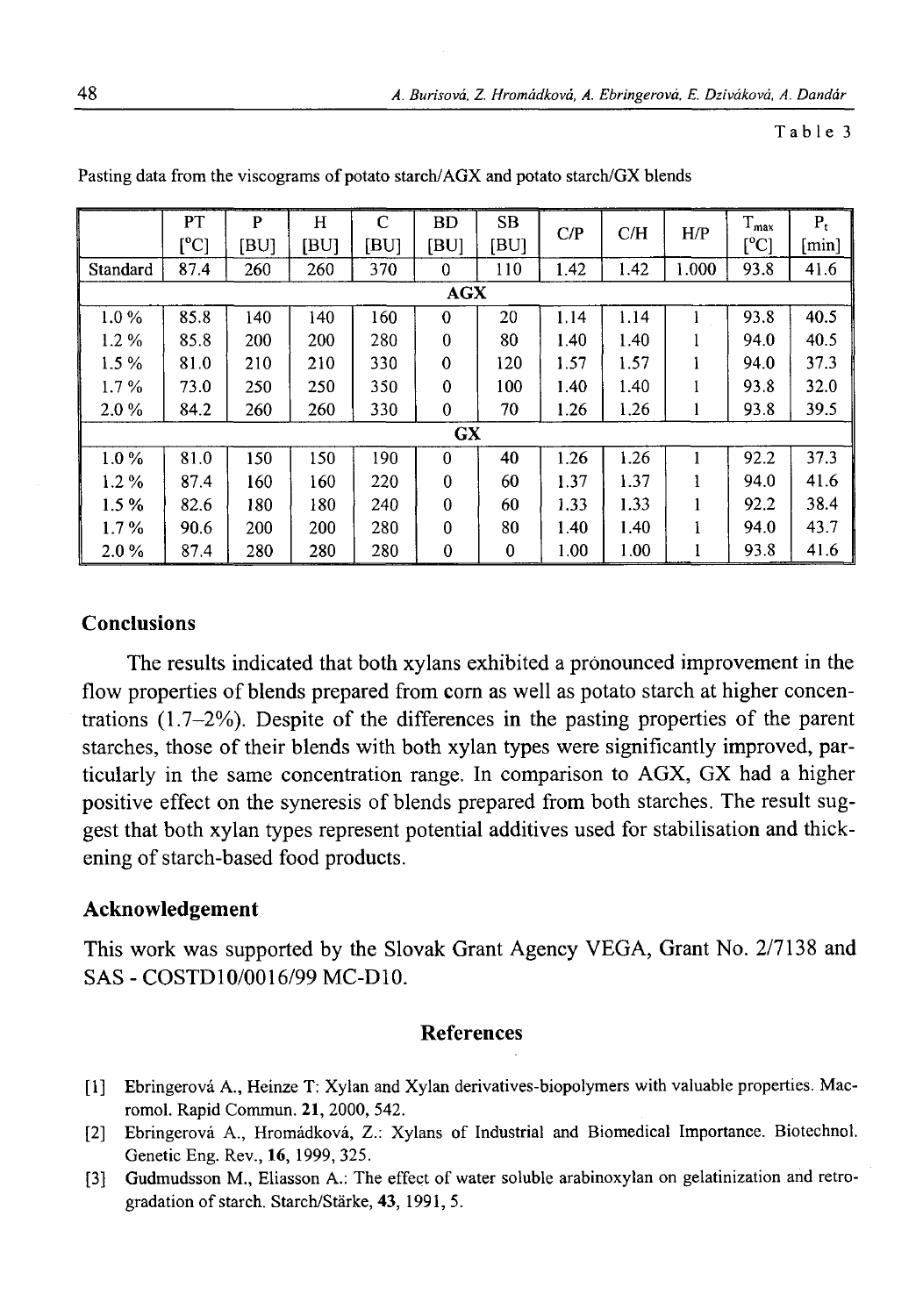Table 3

Pasting data from the viscograms of potato starch/AGX and potato starch/GX blends

| | PT [°C] | P [BU] | H [BU] | C [BU] | BD [BU] | SB [BU] | C/P | C/H | H/P | $T_{max}$ [°C] | $P_t$ [min] |
|---|---|---|---|---|---|---|---|---|---|---|---|
| Standard | 87.4 | 260 | 260 | 370 | 0 | 110 | 1.42 | 1.42 | 1.000 | 93.8 | 41.6 |
| **AGX** | | | | | | | | | | | |
| 1.0 % | 85.8 | 140 | 140 | 160 | 0 | 20 | 1.14 | 1.14 | 1 | 93.8 | 40.5 |
| 1.2 % | 85.8 | 200 | 200 | 280 | 0 | 80 | 1.40 | 1.40 | 1 | 94.0 | 40.5 |
| 1.5 % | 81.0 | 210 | 210 | 330 | 0 | 120 | 1.57 | 1.57 | 1 | 94.0 | 37.3 |
| 1.7 % | 73.0 | 250 | 250 | 350 | 0 | 100 | 1.40 | 1.40 | 1 | 93.8 | 32.0 |
| 2.0 % | 84.2 | 260 | 260 | 330 | 0 | 70 | 1.26 | 1.26 | 1 | 93.8 | 39.5 |
| **GX** | | | | | | | | | | | |
| 1.0 % | 81.0 | 150 | 150 | 190 | 0 | 40 | 1.26 | 1.26 | 1 | 92.2 | 37.3 |
| 1.2 % | 87.4 | 160 | 160 | 220 | 0 | 60 | 1.37 | 1.37 | 1 | 94.0 | 41.6 |
| 1.5 % | 82.6 | 180 | 180 | 240 | 0 | 60 | 1.33 | 1.33 | 1 | 92.2 | 38.4 |
| 1.7 % | 90.6 | 200 | 200 | 280 | 0 | 80 | 1.40 | 1.40 | 1 | 94.0 | 43.7 |
| 2.0 % | 87.4 | 280 | 280 | 280 | 0 | 0 | 1.00 | 1.00 | 1 | 93.8 | 41.6 |

## Conclusions

The results indicated that both xylans exhibited a pronounced improvement in the flow properties of blends prepared from corn as well as potato starch at higher concentrations (1.7–2%). Despite of the differences in the pasting properties of the parent starches, those of their blends with both xylan types were significantly improved, particularly in the same concentration range. In comparison to AGX, GX had a higher positive effect on the syneresis of blends prepared from both starches. The result suggest that both xylan types represent potential additives used for stabilisation and thickening of starch-based food products.

## Acknowledgement

This work was supported by the Slovak Grant Agency VEGA, Grant No. 2/7138 and SAS - COSTD10/0016/99 MC-D10.

## References

[1] Ebringerová A., Heinze T: Xylan and Xylan derivatives-biopolymers with valuable properties. Macromol. Rapid Commun. **21**, 2000, 542.

[2] Ebringerová A., Hromádková, Z.: Xylans of Industrial and Biomedical Importance. Biotechnol. Genetic Eng. Rev., **16**, 1999, 325.

[3] Gudmudsson M., Eliasson A.: The effect of water soluble arabinoxylan on gelatinization and retrogradation of starch. Starch/Stärke, **43**, 1991, 5.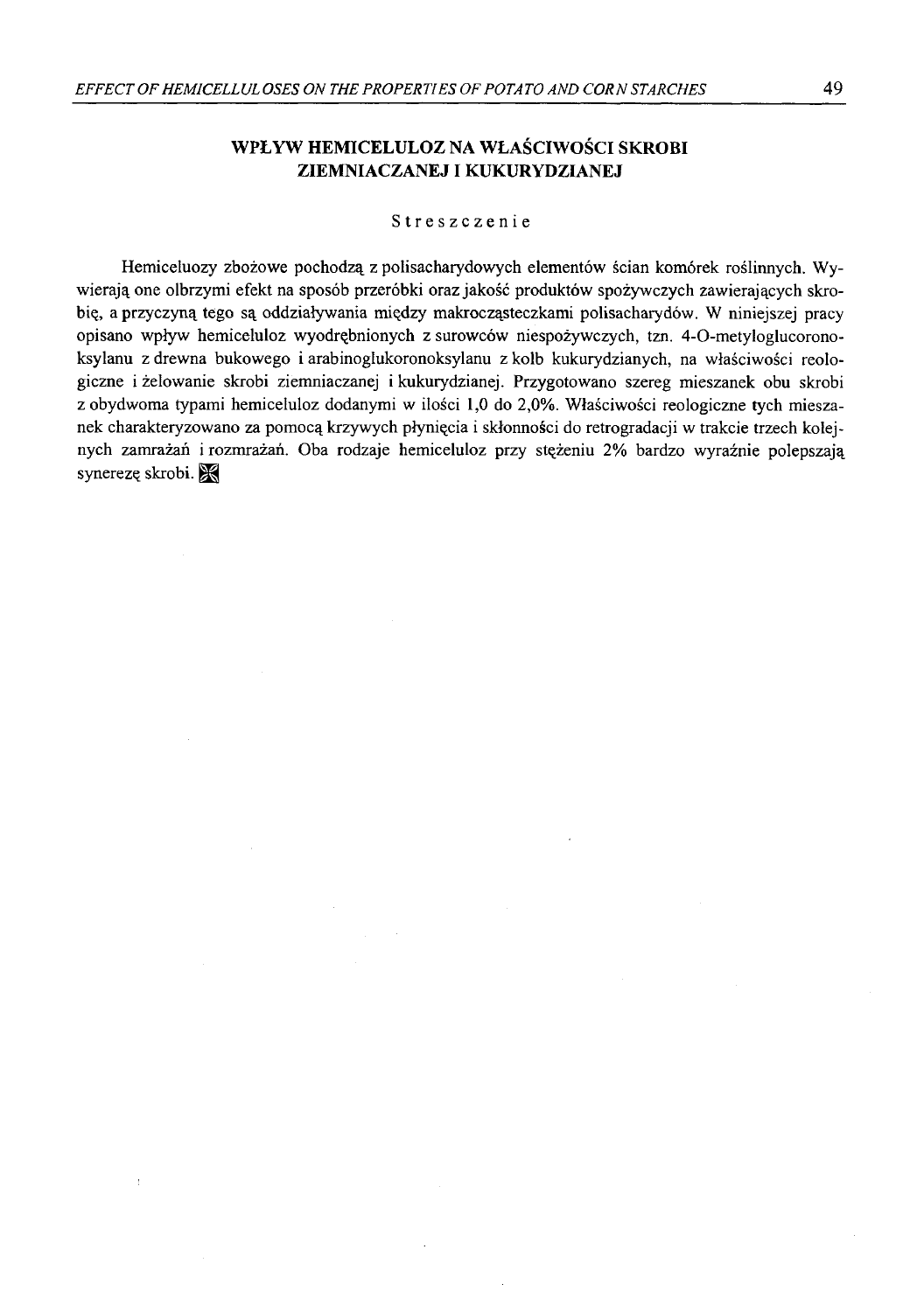## WPŁYW HEMICELULOZ NA WŁAŚCIWOŚCI SKROBI ZIEMNIACZANEJ I KUKURYDZIANEJ

### Streszczenie

Hemiceluozy zbożowe pochodzą z polisacharydowych elementów ścian komórek roślinnych. Wywierają one olbrzymi efekt na sposób przeróbki oraz jakość produktów spożywczych zawierających skrobię, a przyczyną tego są oddziaływania między makrocząsteczkami polisacharydów. W niniejszej pracy opisano wpływ hemiceluloz wyodrębnionych z surowców niespożywczych, tzn. 4-O-metyloglucoronoksylanu z drewna bukowego i arabinoglukoronoksylanu z kolb kukurydzianych, na właściwości reologiczne i żelowanie skrobi ziemniaczanej i kukurydzianej. Przygotowano szereg mieszanek obu skrobi z obydwoma typami hemiceluloz dodanymi w ilości 1,0 do 2,0%. Właściwości reologiczne tych mieszanek charakteryzowano za pomocą krzywych płynięcia i skłonności do retrogradacji w trakcie trzech kolejnych zamrażań i rozmrażań. Oba rodzaje hemiceluloz przy stężeniu 2% bardzo wyraźnie polepszają synerezę skrobi.